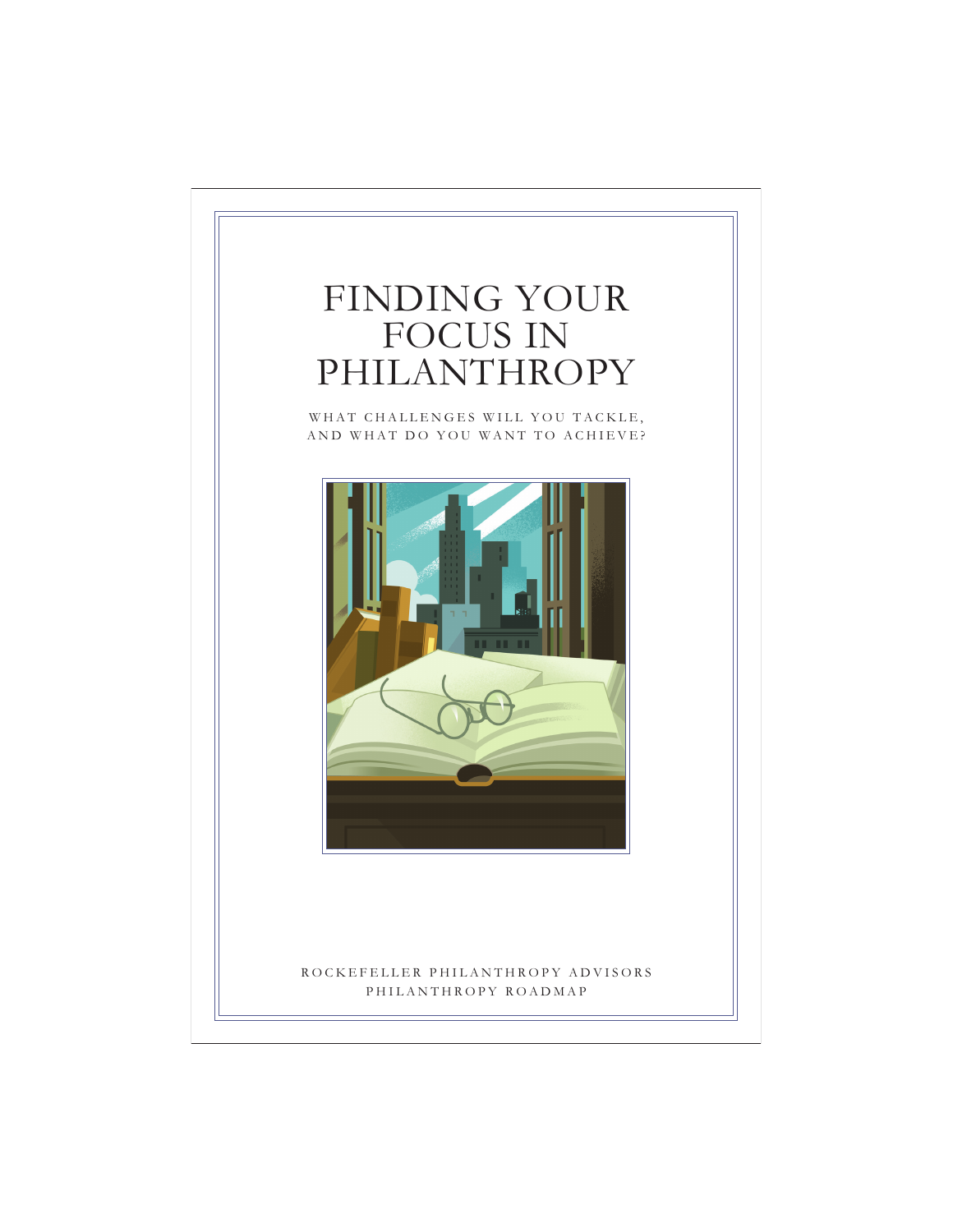# FINDING YOUR FOCUS IN PHILANTHROPY

WHAT CHALLENGES WILL YOU TACKLE, AND WHAT DO YOU WANT TO ACHIEVE?

ROCKEFELLER PHILANTHROPY ADVISORS
PHILANTHROPY ROADMAP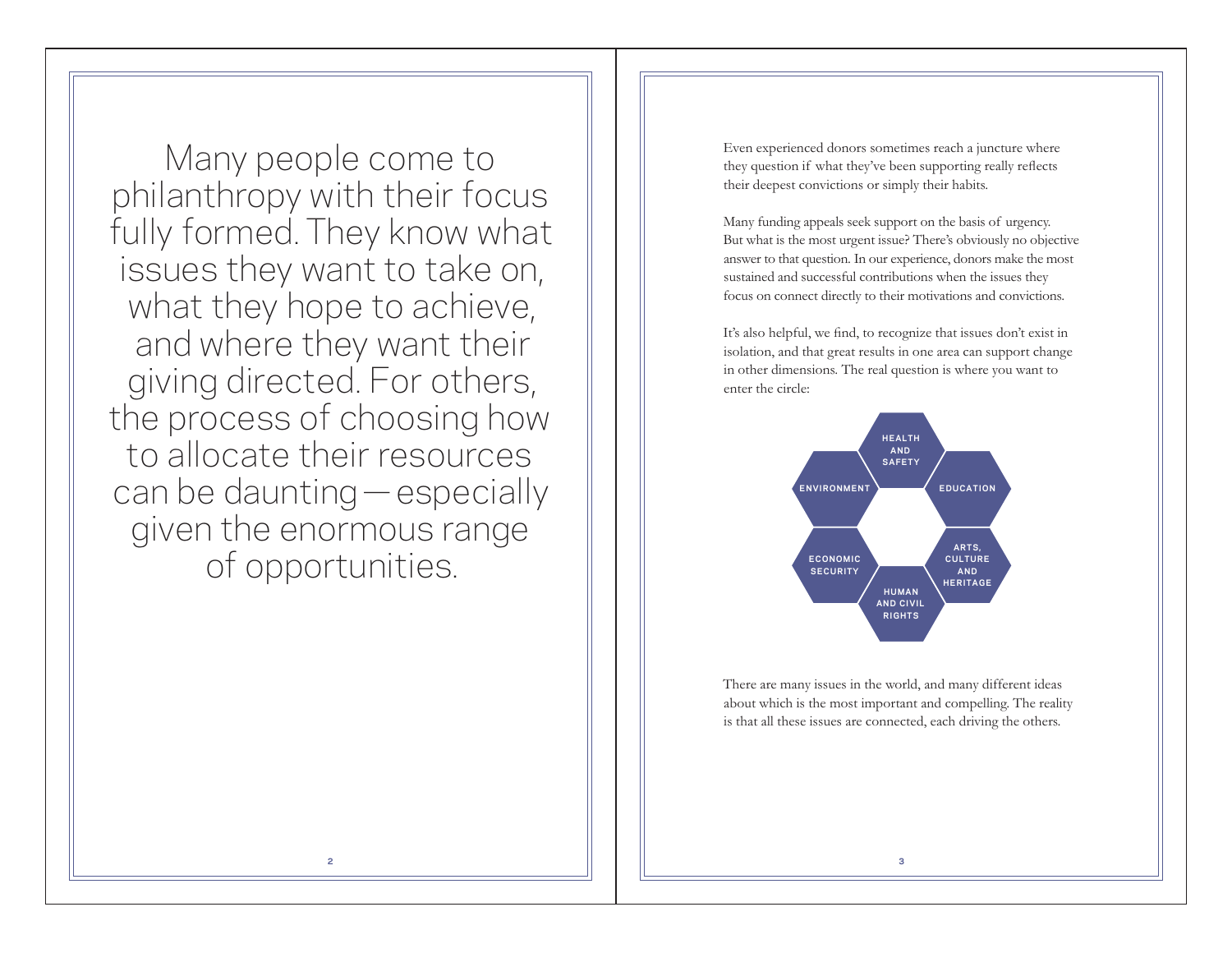Many people come to philanthropy with their focus fully formed. They know what issues they want to take on, what they hope to achieve, and where they want their giving directed. For others, the process of choosing how to allocate their resources can be daunting — especially given the enormous range of opportunities.

Even experienced donors sometimes reach a juncture where they question if what they've been supporting really reflects their deepest convictions or simply their habits.

Many funding appeals seek support on the basis of urgency. But what is the most urgent issue? There's obviously no objective answer to that question. In our experience, donors make the most sustained and successful contributions when the issues they focus on connect directly to their motivations and convictions.

It's also helpful, we find, to recognize that issues don't exist in isolation, and that great results in one area can support change in other dimensions. The real question is where you want to enter the circle:

- HEALTH AND SAFETY
- EDUCATION
- ARTS, CULTURE AND HERITAGE
- HUMAN AND CIVIL RIGHTS
- ECONOMIC SECURITY
- ENVIRONMENT

There are many issues in the world, and many different ideas about which is the most important and compelling. The reality is that all these issues are connected, each driving the others.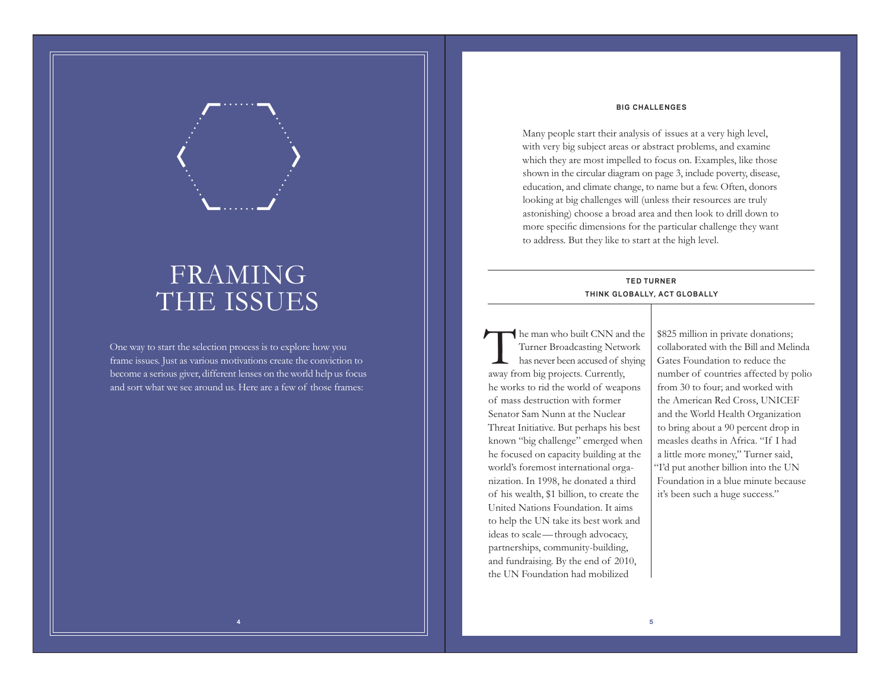# FRAMING THE ISSUES

One way to start the selection process is to explore how you frame issues. Just as various motivations create the conviction to become a serious giver, different lenses on the world help us focus and sort what we see around us. Here are a few of those frames:

## BIG CHALLENGES

Many people start their analysis of issues at a very high level, with very big subject areas or abstract problems, and examine which they are most impelled to focus on. Examples, like those shown in the circular diagram on page 3, include poverty, disease, education, and climate change, to name but a few. Often, donors looking at big challenges will (unless their resources are truly astonishing) choose a broad area and then look to drill down to more specific dimensions for the particular challenge they want to address. But they like to start at the high level.

### TED TURNER
**THINK GLOBALLY, ACT GLOBALLY**

The man who built CNN and the Turner Broadcasting Network has never been accused of shying away from big projects. Currently, he works to rid the world of weapons of mass destruction with former Senator Sam Nunn at the Nuclear Threat Initiative. But perhaps his best known "big challenge" emerged when he focused on capacity building at the world's foremost international organization. In 1998, he donated a third of his wealth, $1 billion, to create the United Nations Foundation. It aims to help the UN take its best work and ideas to scale — through advocacy, partnerships, community-building, and fundraising. By the end of 2010, the UN Foundation had mobilized $825 million in private donations; collaborated with the Bill and Melinda Gates Foundation to reduce the number of countries affected by polio from 30 to four; and worked with the American Red Cross, UNICEF and the World Health Organization to bring about a 90 percent drop in measles deaths in Africa. "If I had a little more money," Turner said, "I'd put another billion into the UN Foundation in a blue minute because it's been such a huge success."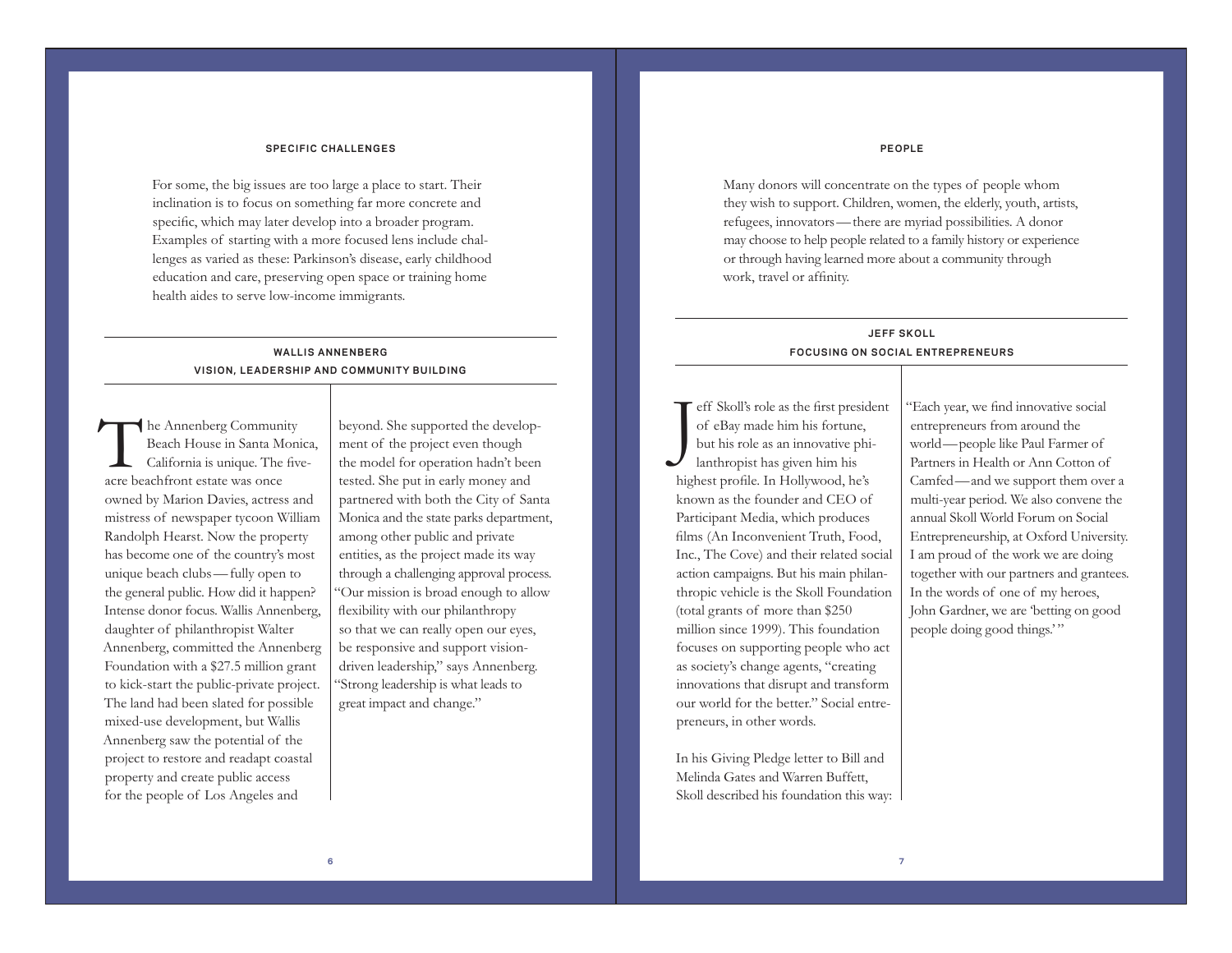## SPECIFIC CHALLENGES

For some, the big issues are too large a place to start. Their inclination is to focus on something far more concrete and specific, which may later develop into a broader program. Examples of starting with a more focused lens include challenges as varied as these: Parkinson's disease, early childhood education and care, preserving open space or training home health aides to serve low-income immigrants.

### WALLIS ANNENBERG
### VISION, LEADERSHIP AND COMMUNITY BUILDING

The Annenberg Community Beach House in Santa Monica, California is unique. The five-acre beachfront estate was once owned by Marion Davies, actress and mistress of newspaper tycoon William Randolph Hearst. Now the property has become one of the country's most unique beach clubs—fully open to the general public. How did it happen? Intense donor focus. Wallis Annenberg, daughter of philanthropist Walter Annenberg, committed the Annenberg Foundation with a $27.5 million grant to kick-start the public-private project. The land had been slated for possible mixed-use development, but Wallis Annenberg saw the potential of the project to restore and readapt coastal property and create public access for the people of Los Angeles and beyond. She supported the development of the project even though the model for operation hadn't been tested. She put in early money and partnered with both the City of Santa Monica and the state parks department, among other public and private entities, as the project made its way through a challenging approval process. "Our mission is broad enough to allow flexibility with our philanthropy so that we can really open our eyes, be responsive and support vision-driven leadership," says Annenberg. "Strong leadership is what leads to great impact and change."

## PEOPLE

Many donors will concentrate on the types of people whom they wish to support. Children, women, the elderly, youth, artists, refugees, innovators—there are myriad possibilities. A donor may choose to help people related to a family history or experience or through having learned more about a community through work, travel or affinity.

### JEFF SKOLL
### FOCUSING ON SOCIAL ENTREPRENEURS

Jeff Skoll's role as the first president of eBay made him his fortune, but his role as an innovative philanthropist has given him his highest profile. In Hollywood, he's known as the founder and CEO of Participant Media, which produces films (An Inconvenient Truth, Food, Inc., The Cove) and their related social action campaigns. But his main philanthropic vehicle is the Skoll Foundation (total grants of more than $250 million since 1999). This foundation focuses on supporting people who act as society's change agents, "creating innovations that disrupt and transform our world for the better." Social entrepreneurs, in other words.

In his Giving Pledge letter to Bill and Melinda Gates and Warren Buffett, Skoll described his foundation this way: "Each year, we find innovative social entrepreneurs from around the world—people like Paul Farmer of Partners in Health or Ann Cotton of Camfed—and we support them over a multi-year period. We also convene the annual Skoll World Forum on Social Entrepreneurship, at Oxford University. I am proud of the work we are doing together with our partners and grantees. In the words of one of my heroes, John Gardner, we are 'betting on good people doing good things.'"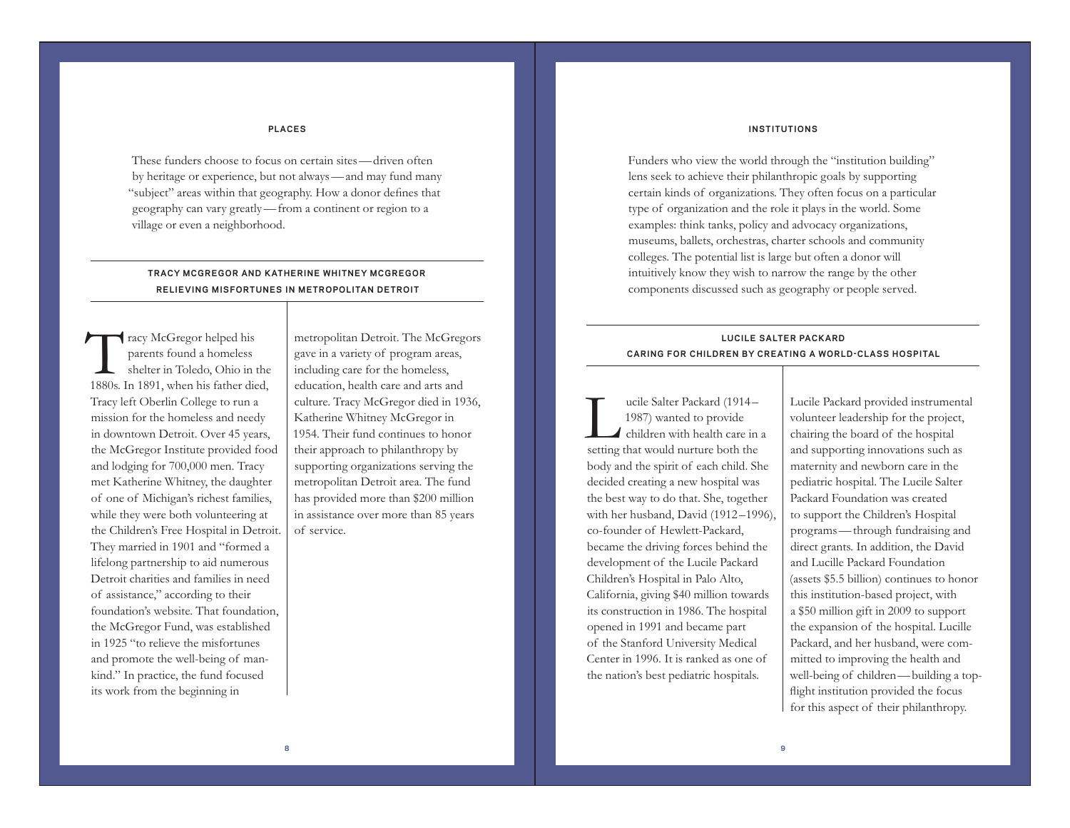## PLACES

These funders choose to focus on certain sites — driven often by heritage or experience, but not always — and may fund many "subject" areas within that geography. How a donor defines that geography can vary greatly — from a continent or region to a village or even a neighborhood.

### TRACY MCGREGOR AND KATHERINE WHITNEY MCGREGOR
### RELIEVING MISFORTUNES IN METROPOLITAN DETROIT

Tracy McGregor helped his parents found a homeless shelter in Toledo, Ohio in the 1880s. In 1891, when his father died, Tracy left Oberlin College to run a mission for the homeless and needy in downtown Detroit. Over 45 years, the McGregor Institute provided food and lodging for 700,000 men. Tracy met Katherine Whitney, the daughter of one of Michigan's richest families, while they were both volunteering at the Children's Free Hospital in Detroit. They married in 1901 and "formed a lifelong partnership to aid numerous Detroit charities and families in need of assistance," according to their foundation's website. That foundation, the McGregor Fund, was established in 1925 "to relieve the misfortunes and promote the well-being of mankind." In practice, the fund focused its work from the beginning in metropolitan Detroit. The McGregors gave in a variety of program areas, including care for the homeless, education, health care and arts and culture. Tracy McGregor died in 1936, Katherine Whitney McGregor in 1954. Their fund continues to honor their approach to philanthropy by supporting organizations serving the metropolitan Detroit area. The fund has provided more than $200 million in assistance over more than 85 years of service.

## INSTITUTIONS

Funders who view the world through the "institution building" lens seek to achieve their philanthropic goals by supporting certain kinds of organizations. They often focus on a particular type of organization and the role it plays in the world. Some examples: think tanks, policy and advocacy organizations, museums, ballets, orchestras, charter schools and community colleges. The potential list is large but often a donor will intuitively know they wish to narrow the range by the other components discussed such as geography or people served.

### LUCILE SALTER PACKARD
### CARING FOR CHILDREN BY CREATING A WORLD-CLASS HOSPITAL

Lucile Salter Packard (1914–1987) wanted to provide children with health care in a setting that would nurture both the body and the spirit of each child. She decided creating a new hospital was the best way to do that. She, together with her husband, David (1912–1996), co-founder of Hewlett-Packard, became the driving forces behind the development of the Lucile Packard Children's Hospital in Palo Alto, California, giving $40 million towards its construction in 1986. The hospital opened in 1991 and became part of the Stanford University Medical Center in 1996. It is ranked as one of the nation's best pediatric hospitals. Lucile Packard provided instrumental volunteer leadership for the project, chairing the board of the hospital and supporting innovations such as maternity and newborn care in the pediatric hospital. The Lucile Salter Packard Foundation was created to support the Children's Hospital programs — through fundraising and direct grants. In addition, the David and Lucille Packard Foundation (assets $5.5 billion) continues to honor this institution-based project, with a $50 million gift in 2009 to support the expansion of the hospital. Lucille Packard, and her husband, were committed to improving the health and well-being of children — building a top-flight institution provided the focus for this aspect of their philanthropy.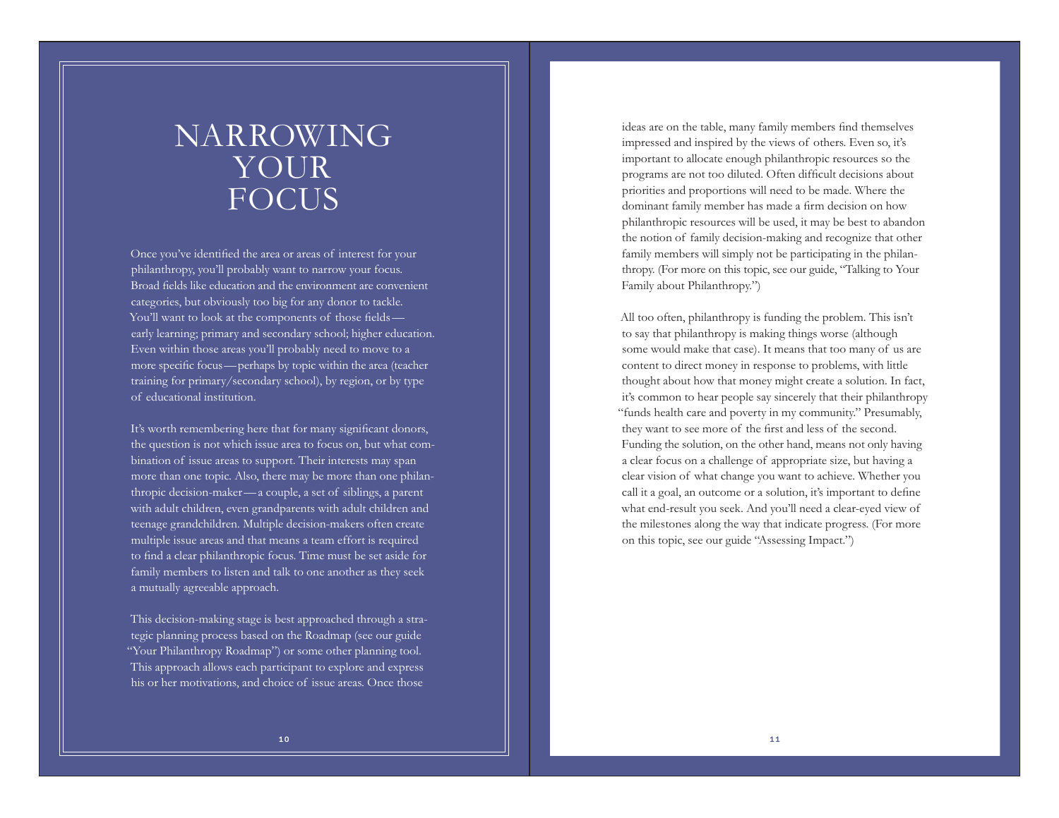# NARROWING YOUR FOCUS

Once you've identified the area or areas of interest for your philanthropy, you'll probably want to narrow your focus. Broad fields like education and the environment are convenient categories, but obviously too big for any donor to tackle. You'll want to look at the components of those fields—early learning; primary and secondary school; higher education. Even within those areas you'll probably need to move to a more specific focus—perhaps by topic within the area (teacher training for primary/secondary school), by region, or by type of educational institution.

It's worth remembering here that for many significant donors, the question is not which issue area to focus on, but what combination of issue areas to support. Their interests may span more than one topic. Also, there may be more than one philanthropic decision-maker—a couple, a set of siblings, a parent with adult children, even grandparents with adult children and teenage grandchildren. Multiple decision-makers often create multiple issue areas and that means a team effort is required to find a clear philanthropic focus. Time must be set aside for family members to listen and talk to one another as they seek a mutually agreeable approach.

This decision-making stage is best approached through a strategic planning process based on the Roadmap (see our guide "Your Philanthropy Roadmap") or some other planning tool. This approach allows each participant to explore and express his or her motivations, and choice of issue areas. Once those ideas are on the table, many family members find themselves impressed and inspired by the views of others. Even so, it's important to allocate enough philanthropic resources so the programs are not too diluted. Often difficult decisions about priorities and proportions will need to be made. Where the dominant family member has made a firm decision on how philanthropic resources will be used, it may be best to abandon the notion of family decision-making and recognize that other family members will simply not be participating in the philanthropy. (For more on this topic, see our guide, "Talking to Your Family about Philanthropy.")

All too often, philanthropy is funding the problem. This isn't to say that philanthropy is making things worse (although some would make that case). It means that too many of us are content to direct money in response to problems, with little thought about how that money might create a solution. In fact, it's common to hear people say sincerely that their philanthropy "funds health care and poverty in my community." Presumably, they want to see more of the first and less of the second. Funding the solution, on the other hand, means not only having a clear focus on a challenge of appropriate size, but having a clear vision of what change you want to achieve. Whether you call it a goal, an outcome or a solution, it's important to define what end-result you seek. And you'll need a clear-eyed view of the milestones along the way that indicate progress. (For more on this topic, see our guide "Assessing Impact.")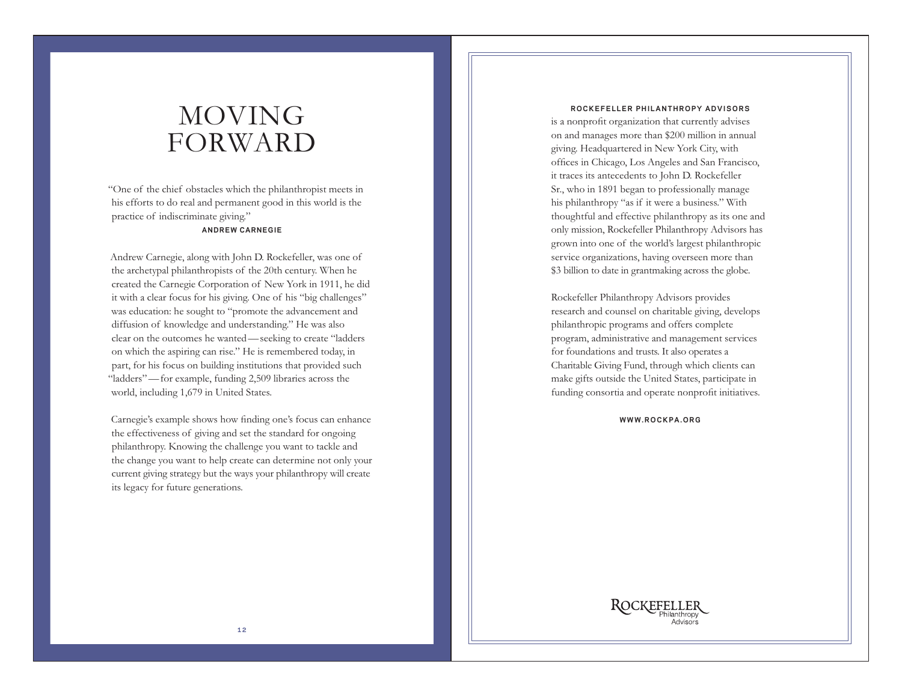# MOVING FORWARD

"One of the chief obstacles which the philanthropist meets in his efforts to do real and permanent good in this world is the practice of indiscriminate giving."

**ANDREW CARNEGIE**

Andrew Carnegie, along with John D. Rockefeller, was one of the archetypal philanthropists of the 20th century. When he created the Carnegie Corporation of New York in 1911, he did it with a clear focus for his giving. One of his "big challenges" was education: he sought to "promote the advancement and diffusion of knowledge and understanding." He was also clear on the outcomes he wanted—seeking to create "ladders on which the aspiring can rise." He is remembered today, in part, for his focus on building institutions that provided such "ladders"—for example, funding 2,509 libraries across the world, including 1,679 in United States.

Carnegie's example shows how finding one's focus can enhance the effectiveness of giving and set the standard for ongoing philanthropy. Knowing the challenge you want to tackle and the change you want to help create can determine not only your current giving strategy but the ways your philanthropy will create its legacy for future generations.

**ROCKEFELLER PHILANTHROPY ADVISORS** is a nonprofit organization that currently advises on and manages more than $200 million in annual giving. Headquartered in New York City, with offices in Chicago, Los Angeles and San Francisco, it traces its antecedents to John D. Rockefeller Sr., who in 1891 began to professionally manage his philanthropy "as if it were a business." With thoughtful and effective philanthropy as its one and only mission, Rockefeller Philanthropy Advisors has grown into one of the world's largest philanthropic service organizations, having overseen more than $3 billion to date in grantmaking across the globe.

Rockefeller Philanthropy Advisors provides research and counsel on charitable giving, develops philanthropic programs and offers complete program, administrative and management services for foundations and trusts. It also operates a Charitable Giving Fund, through which clients can make gifts outside the United States, participate in funding consortia and operate nonprofit initiatives.

**WWW.ROCKPA.ORG**

Rockefeller Philanthropy Advisors